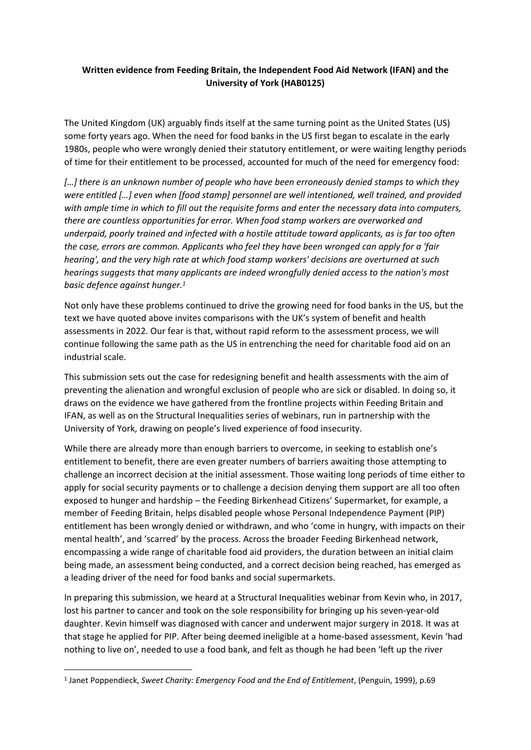**Written evidence from Feeding Britain, the Independent Food Aid Network (IFAN) and the University of York (HAB0125)**

The United Kingdom (UK) arguably finds itself at the same turning point as the United States (US) some forty years ago. When the need for food banks in the US first began to escalate in the early 1980s, people who were wrongly denied their statutory entitlement, or were waiting lengthy periods of time for their entitlement to be processed, accounted for much of the need for emergency food:

*[…] there is an unknown number of people who have been erroneously denied stamps to which they were entitled […] even when [food stamp] personnel are well intentioned, well trained, and provided with ample time in which to fill out the requisite forms and enter the necessary data into computers, there are countless opportunities for error. When food stamp workers are overworked and underpaid, poorly trained and infected with a hostile attitude toward applicants, as is far too often the case, errors are common. Applicants who feel they have been wronged can apply for a 'fair hearing', and the very high rate at which food stamp workers' decisions are overturned at such hearings suggests that many applicants are indeed wrongfully denied access to the nation's most basic defence against hunger.*[1]

Not only have these problems continued to drive the growing need for food banks in the US, but the text we have quoted above invites comparisons with the UK's system of benefit and health assessments in 2022. Our fear is that, without rapid reform to the assessment process, we will continue following the same path as the US in entrenching the need for charitable food aid on an industrial scale.

This submission sets out the case for redesigning benefit and health assessments with the aim of preventing the alienation and wrongful exclusion of people who are sick or disabled. In doing so, it draws on the evidence we have gathered from the frontline projects within Feeding Britain and IFAN, as well as on the Structural Inequalities series of webinars, run in partnership with the University of York, drawing on people's lived experience of food insecurity.

While there are already more than enough barriers to overcome, in seeking to establish one's entitlement to benefit, there are even greater numbers of barriers awaiting those attempting to challenge an incorrect decision at the initial assessment. Those waiting long periods of time either to apply for social security payments or to challenge a decision denying them support are all too often exposed to hunger and hardship – the Feeding Birkenhead Citizens' Supermarket, for example, a member of Feeding Britain, helps disabled people whose Personal Independence Payment (PIP) entitlement has been wrongly denied or withdrawn, and who 'come in hungry, with impacts on their mental health', and 'scarred' by the process. Across the broader Feeding Birkenhead network, encompassing a wide range of charitable food aid providers, the duration between an initial claim being made, an assessment being conducted, and a correct decision being reached, has emerged as a leading driver of the need for food banks and social supermarkets.

In preparing this submission, we heard at a Structural Inequalities webinar from Kevin who, in 2017, lost his partner to cancer and took on the sole responsibility for bringing up his seven-year-old daughter. Kevin himself was diagnosed with cancer and underwent major surgery in 2018. It was at that stage he applied for PIP. After being deemed ineligible at a home-based assessment, Kevin 'had nothing to live on', needed to use a food bank, and felt as though he had been 'left up the river

---

[1] Janet Poppendieck, *Sweet Charity: Emergency Food and the End of Entitlement*, (Penguin, 1999), p.69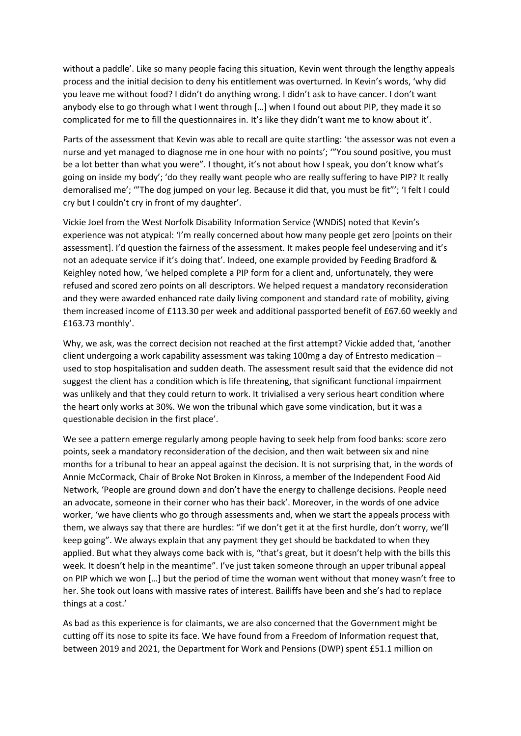without a paddle'. Like so many people facing this situation, Kevin went through the lengthy appeals process and the initial decision to deny his entitlement was overturned. In Kevin's words, 'why did you leave me without food? I didn't do anything wrong. I didn't ask to have cancer. I don't want anybody else to go through what I went through […] when I found out about PIP, they made it so complicated for me to fill the questionnaires in. It's like they didn't want me to know about it'.

Parts of the assessment that Kevin was able to recall are quite startling: 'the assessor was not even a nurse and yet managed to diagnose me in one hour with no points'; '"You sound positive, you must be a lot better than what you were". I thought, it's not about how I speak, you don't know what's going on inside my body'; 'do they really want people who are really suffering to have PIP? It really demoralised me'; '"The dog jumped on your leg. Because it did that, you must be fit"'; 'I felt I could cry but I couldn't cry in front of my daughter'.

Vickie Joel from the West Norfolk Disability Information Service (WNDiS) noted that Kevin's experience was not atypical: 'I'm really concerned about how many people get zero [points on their assessment]. I'd question the fairness of the assessment. It makes people feel undeserving and it's not an adequate service if it's doing that'. Indeed, one example provided by Feeding Bradford & Keighley noted how, 'we helped complete a PIP form for a client and, unfortunately, they were refused and scored zero points on all descriptors. We helped request a mandatory reconsideration and they were awarded enhanced rate daily living component and standard rate of mobility, giving them increased income of £113.30 per week and additional passported benefit of £67.60 weekly and £163.73 monthly'.

Why, we ask, was the correct decision not reached at the first attempt? Vickie added that, 'another client undergoing a work capability assessment was taking 100mg a day of Entresto medication – used to stop hospitalisation and sudden death. The assessment result said that the evidence did not suggest the client has a condition which is life threatening, that significant functional impairment was unlikely and that they could return to work. It trivialised a very serious heart condition where the heart only works at 30%. We won the tribunal which gave some vindication, but it was a questionable decision in the first place'.

We see a pattern emerge regularly among people having to seek help from food banks: score zero points, seek a mandatory reconsideration of the decision, and then wait between six and nine months for a tribunal to hear an appeal against the decision. It is not surprising that, in the words of Annie McCormack, Chair of Broke Not Broken in Kinross, a member of the Independent Food Aid Network, 'People are ground down and don't have the energy to challenge decisions. People need an advocate, someone in their corner who has their back'. Moreover, in the words of one advice worker, 'we have clients who go through assessments and, when we start the appeals process with them, we always say that there are hurdles: "if we don't get it at the first hurdle, don't worry, we'll keep going". We always explain that any payment they get should be backdated to when they applied. But what they always come back with is, "that's great, but it doesn't help with the bills this week. It doesn't help in the meantime". I've just taken someone through an upper tribunal appeal on PIP which we won […] but the period of time the woman went without that money wasn't free to her. She took out loans with massive rates of interest. Bailiffs have been and she's had to replace things at a cost.'

As bad as this experience is for claimants, we are also concerned that the Government might be cutting off its nose to spite its face. We have found from a Freedom of Information request that, between 2019 and 2021, the Department for Work and Pensions (DWP) spent £51.1 million on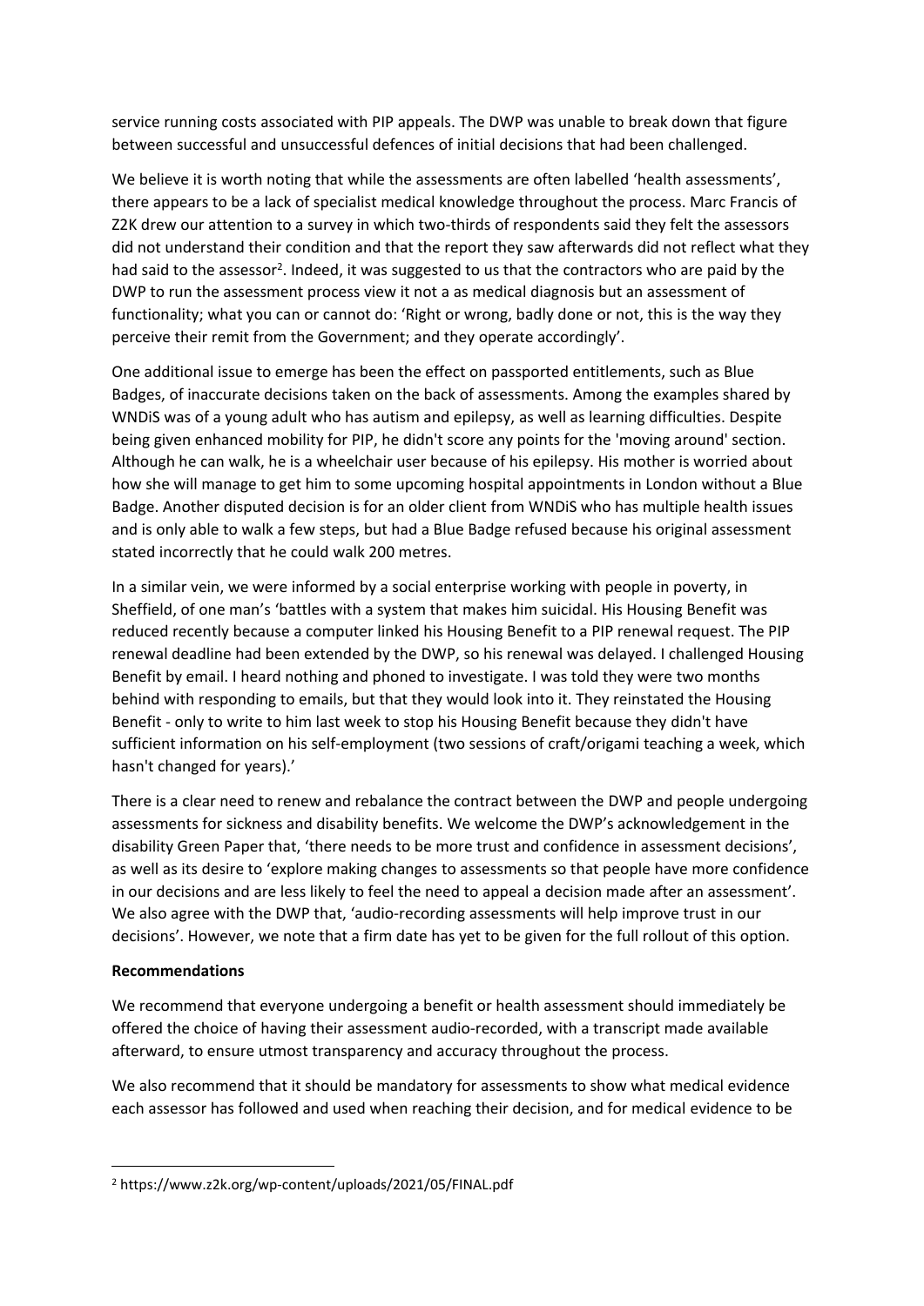service running costs associated with PIP appeals. The DWP was unable to break down that figure between successful and unsuccessful defences of initial decisions that had been challenged.

We believe it is worth noting that while the assessments are often labelled 'health assessments', there appears to be a lack of specialist medical knowledge throughout the process. Marc Francis of Z2K drew our attention to a survey in which two-thirds of respondents said they felt the assessors did not understand their condition and that the report they saw afterwards did not reflect what they had said to the assessor[2]. Indeed, it was suggested to us that the contractors who are paid by the DWP to run the assessment process view it not a as medical diagnosis but an assessment of functionality; what you can or cannot do: 'Right or wrong, badly done or not, this is the way they perceive their remit from the Government; and they operate accordingly'.

One additional issue to emerge has been the effect on passported entitlements, such as Blue Badges, of inaccurate decisions taken on the back of assessments. Among the examples shared by WNDiS was of a young adult who has autism and epilepsy, as well as learning difficulties. Despite being given enhanced mobility for PIP, he didn't score any points for the 'moving around' section. Although he can walk, he is a wheelchair user because of his epilepsy. His mother is worried about how she will manage to get him to some upcoming hospital appointments in London without a Blue Badge. Another disputed decision is for an older client from WNDiS who has multiple health issues and is only able to walk a few steps, but had a Blue Badge refused because his original assessment stated incorrectly that he could walk 200 metres.

In a similar vein, we were informed by a social enterprise working with people in poverty, in Sheffield, of one man's 'battles with a system that makes him suicidal. His Housing Benefit was reduced recently because a computer linked his Housing Benefit to a PIP renewal request. The PIP renewal deadline had been extended by the DWP, so his renewal was delayed. I challenged Housing Benefit by email. I heard nothing and phoned to investigate. I was told they were two months behind with responding to emails, but that they would look into it. They reinstated the Housing Benefit - only to write to him last week to stop his Housing Benefit because they didn't have sufficient information on his self-employment (two sessions of craft/origami teaching a week, which hasn't changed for years).'

There is a clear need to renew and rebalance the contract between the DWP and people undergoing assessments for sickness and disability benefits. We welcome the DWP's acknowledgement in the disability Green Paper that, 'there needs to be more trust and confidence in assessment decisions', as well as its desire to 'explore making changes to assessments so that people have more confidence in our decisions and are less likely to feel the need to appeal a decision made after an assessment'. We also agree with the DWP that, 'audio-recording assessments will help improve trust in our decisions'. However, we note that a firm date has yet to be given for the full rollout of this option.

**Recommendations**

We recommend that everyone undergoing a benefit or health assessment should immediately be offered the choice of having their assessment audio-recorded, with a transcript made available afterward, to ensure utmost transparency and accuracy throughout the process.

We also recommend that it should be mandatory for assessments to show what medical evidence each assessor has followed and used when reaching their decision, and for medical evidence to be

---

[2] https://www.z2k.org/wp-content/uploads/2021/05/FINAL.pdf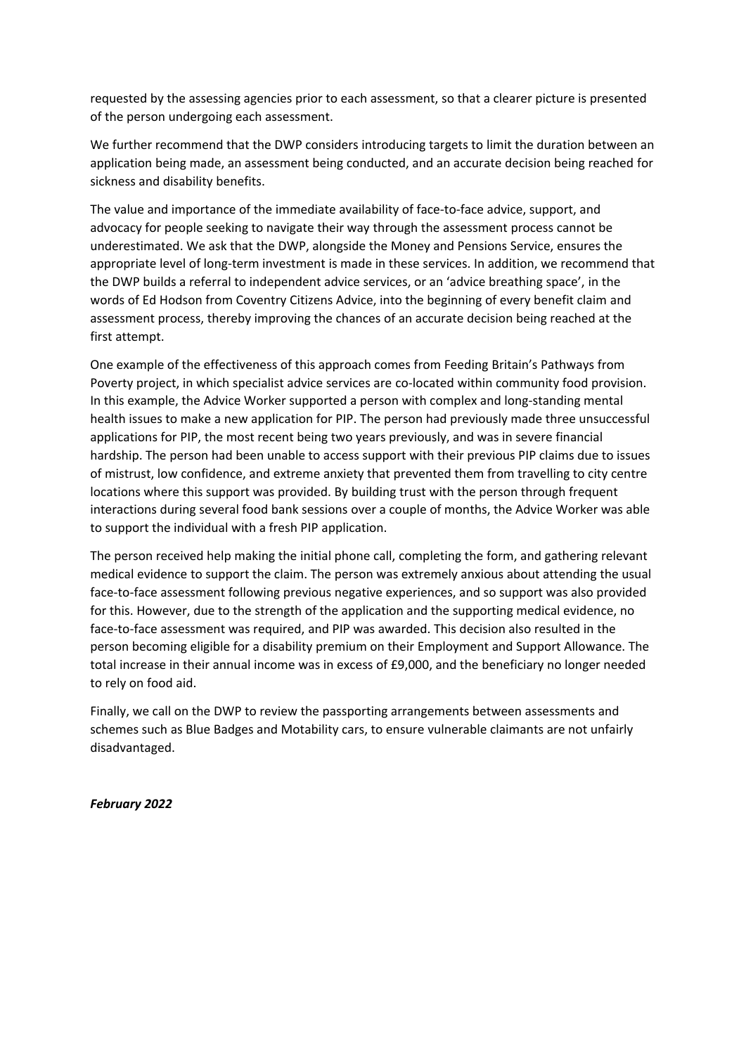requested by the assessing agencies prior to each assessment, so that a clearer picture is presented of the person undergoing each assessment.

We further recommend that the DWP considers introducing targets to limit the duration between an application being made, an assessment being conducted, and an accurate decision being reached for sickness and disability benefits.

The value and importance of the immediate availability of face-to-face advice, support, and advocacy for people seeking to navigate their way through the assessment process cannot be underestimated. We ask that the DWP, alongside the Money and Pensions Service, ensures the appropriate level of long-term investment is made in these services. In addition, we recommend that the DWP builds a referral to independent advice services, or an 'advice breathing space', in the words of Ed Hodson from Coventry Citizens Advice, into the beginning of every benefit claim and assessment process, thereby improving the chances of an accurate decision being reached at the first attempt.

One example of the effectiveness of this approach comes from Feeding Britain's Pathways from Poverty project, in which specialist advice services are co-located within community food provision. In this example, the Advice Worker supported a person with complex and long-standing mental health issues to make a new application for PIP. The person had previously made three unsuccessful applications for PIP, the most recent being two years previously, and was in severe financial hardship. The person had been unable to access support with their previous PIP claims due to issues of mistrust, low confidence, and extreme anxiety that prevented them from travelling to city centre locations where this support was provided. By building trust with the person through frequent interactions during several food bank sessions over a couple of months, the Advice Worker was able to support the individual with a fresh PIP application.

The person received help making the initial phone call, completing the form, and gathering relevant medical evidence to support the claim. The person was extremely anxious about attending the usual face-to-face assessment following previous negative experiences, and so support was also provided for this. However, due to the strength of the application and the supporting medical evidence, no face-to-face assessment was required, and PIP was awarded. This decision also resulted in the person becoming eligible for a disability premium on their Employment and Support Allowance. The total increase in their annual income was in excess of £9,000, and the beneficiary no longer needed to rely on food aid.

Finally, we call on the DWP to review the passporting arrangements between assessments and schemes such as Blue Badges and Motability cars, to ensure vulnerable claimants are not unfairly disadvantaged.

***February 2022***